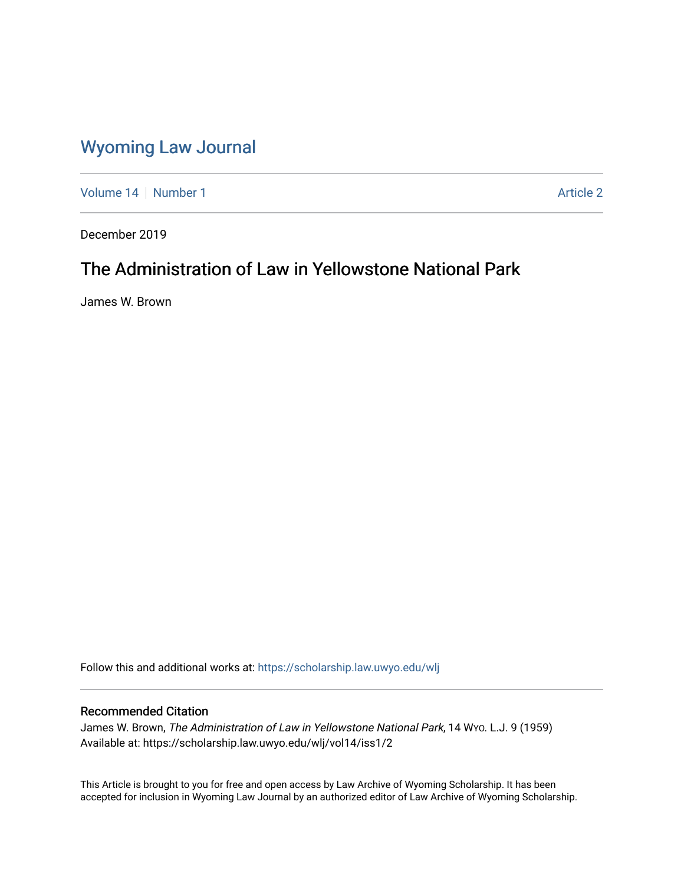# Wyoming Law Journal

Volume 14 | Number 1 — Article 2

December 2019

## The Administration of Law in Yellowstone National Park

James W. Brown

Follow this and additional works at: https://scholarship.law.uwyo.edu/wlj

### Recommended Citation

James W. Brown, *The Administration of Law in Yellowstone National Park*, 14 WYO. L.J. 9 (1959)
Available at: https://scholarship.law.uwyo.edu/wlj/vol14/iss1/2

This Article is brought to you for free and open access by Law Archive of Wyoming Scholarship. It has been accepted for inclusion in Wyoming Law Journal by an authorized editor of Law Archive of Wyoming Scholarship.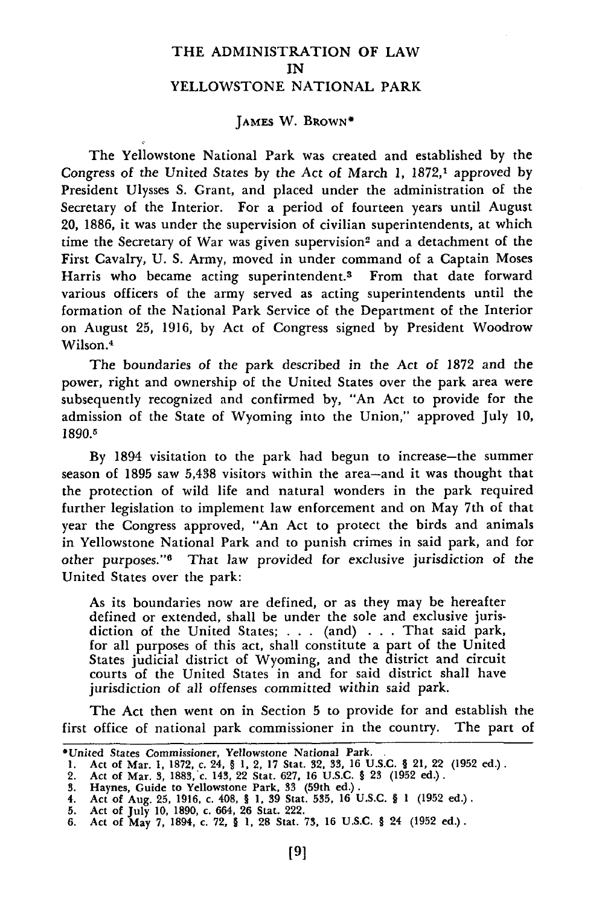# THE ADMINISTRATION OF LAW IN YELLOWSTONE NATIONAL PARK

JAMES W. BROWN*

The Yellowstone National Park was created and established by the Congress of the United States by the Act of March 1, 1872,[1] approved by President Ulysses S. Grant, and placed under the administration of the Secretary of the Interior. For a period of fourteen years until August 20, 1886, it was under the supervision of civilian superintendents, at which time the Secretary of War was given supervision[2] and a detachment of the First Cavalry, U. S. Army, moved in under command of a Captain Moses Harris who became acting superintendent.[3] From that date forward various officers of the army served as acting superintendents until the formation of the National Park Service of the Department of the Interior on August 25, 1916, by Act of Congress signed by President Woodrow Wilson.[4]

The boundaries of the park described in the Act of 1872 and the power, right and ownership of the United States over the park area were subsequently recognized and confirmed by, "An Act to provide for the admission of the State of Wyoming into the Union," approved July 10, 1890.[5]

By 1894 visitation to the park had begun to increase—the summer season of 1895 saw 5,438 visitors within the area—and it was thought that the protection of wild life and natural wonders in the park required further legislation to implement law enforcement and on May 7th of that year the Congress approved, "An Act to protect the birds and animals in Yellowstone National Park and to punish crimes in said park, and for other purposes."[6] That law provided for exclusive jurisdiction of the United States over the park:

> As its boundaries now are defined, or as they may be hereafter defined or extended, shall be under the sole and exclusive jurisdiction of the United States; . . . (and) . . . That said park, for all purposes of this act, shall constitute a part of the United States judicial district of Wyoming, and the district and circuit courts of the United States in and for said district shall have jurisdiction of all offenses committed within said park.

The Act then went on in Section 5 to provide for and establish the first office of national park commissioner in the country. The part of

---

*United States Commissioner, Yellowstone National Park.

1. Act of Mar. 1, 1872, c. 24, § 1, 2, 17 Stat. 32, 33, 16 U.S.C. § 21, 22 (1952 ed.).
2. Act of Mar. 3, 1883, c. 143, 22 Stat. 627, 16 U.S.C. § 23 (1952 ed.).
3. Haynes, Guide to Yellowstone Park, 33 (59th ed.).
4. Act of Aug. 25, 1916, c. 408, § 1, 39 Stat. 535, 16 U.S.C. § 1 (1952 ed.).
5. Act of July 10, 1890, c. 664, 26 Stat. 222.
6. Act of May 7, 1894, c. 72, § 1, 28 Stat. 73, 16 U.S.C. § 24 (1952 ed.).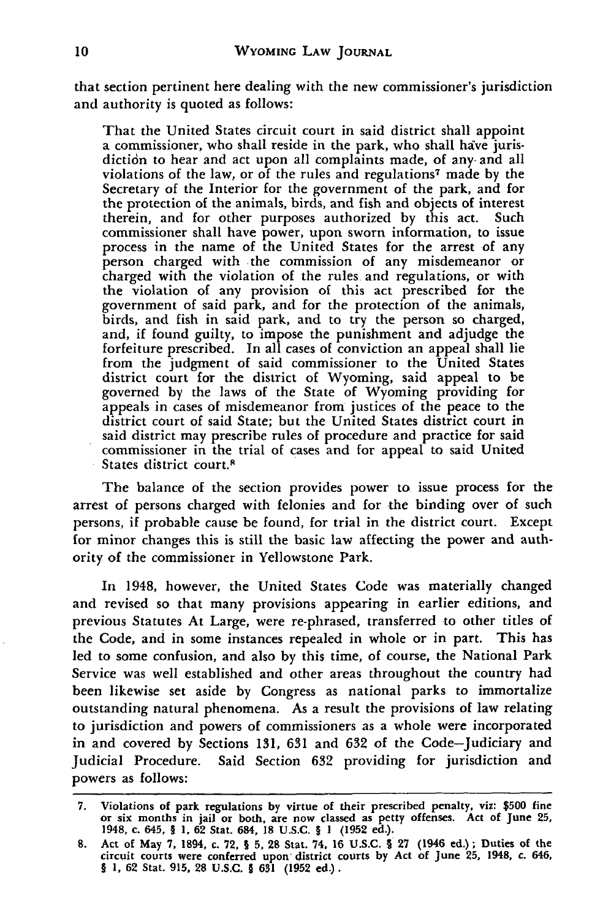that section pertinent here dealing with the new commissioner's jurisdiction and authority is quoted as follows:

> That the United States circuit court in said district shall appoint a commissioner, who shall reside in the park, who shall have jurisdiction to hear and act upon all complaints made, of any and all violations of the law, or of the rules and regulations[7] made by the Secretary of the Interior for the government of the park, and for the protection of the animals, birds, and fish and objects of interest therein, and for other purposes authorized by this act. Such commissioner shall have power, upon sworn information, to issue process in the name of the United States for the arrest of any person charged with the commission of any misdemeanor or charged with the violation of the rules and regulations, or with the violation of any provision of this act prescribed for the government of said park, and for the protection of the animals, birds, and fish in said park, and to try the person so charged, and, if found guilty, to impose the punishment and adjudge the forfeiture prescribed. In all cases of conviction an appeal shall lie from the judgment of said commissioner to the United States district court for the district of Wyoming, said appeal to be governed by the laws of the State of Wyoming providing for appeals in cases of misdemeanor from justices of the peace to the district court of said State; but the United States district court in said district may prescribe rules of procedure and practice for said commissioner in the trial of cases and for appeal to said United States district court.[8]

The balance of the section provides power to issue process for the arrest of persons charged with felonies and for the binding over of such persons, if probable cause be found, for trial in the district court. Except for minor changes this is still the basic law affecting the power and authority of the commissioner in Yellowstone Park.

In 1948, however, the United States Code was materially changed and revised so that many provisions appearing in earlier editions, and previous Statutes At Large, were re-phrased, transferred to other titles of the Code, and in some instances repealed in whole or in part. This has led to some confusion, and also by this time, of course, the National Park Service was well established and other areas throughout the country had been likewise set aside by Congress as national parks to immortalize outstanding natural phenomena. As a result the provisions of law relating to jurisdiction and powers of commissioners as a whole were incorporated in and covered by Sections 131, 631 and 632 of the Code–Judiciary and Judicial Procedure. Said Section 632 providing for jurisdiction and powers as follows:

---

7. Violations of park regulations by virtue of their prescribed penalty, viz: $500 fine or six months in jail or both, are now classed as petty offenses. Act of June 25, 1948, c. 645, § 1, 62 Stat. 684, 18 U.S.C. § 1 (1952 ed.).

8. Act of May 7, 1894, c. 72, § 5, 28 Stat. 74, 16 U.S.C. § 27 (1946 ed.); Duties of the circuit courts were conferred upon district courts by Act of June 25, 1948, c. 646, § 1, 62 Stat. 915, 28 U.S.C. § 631 (1952 ed.).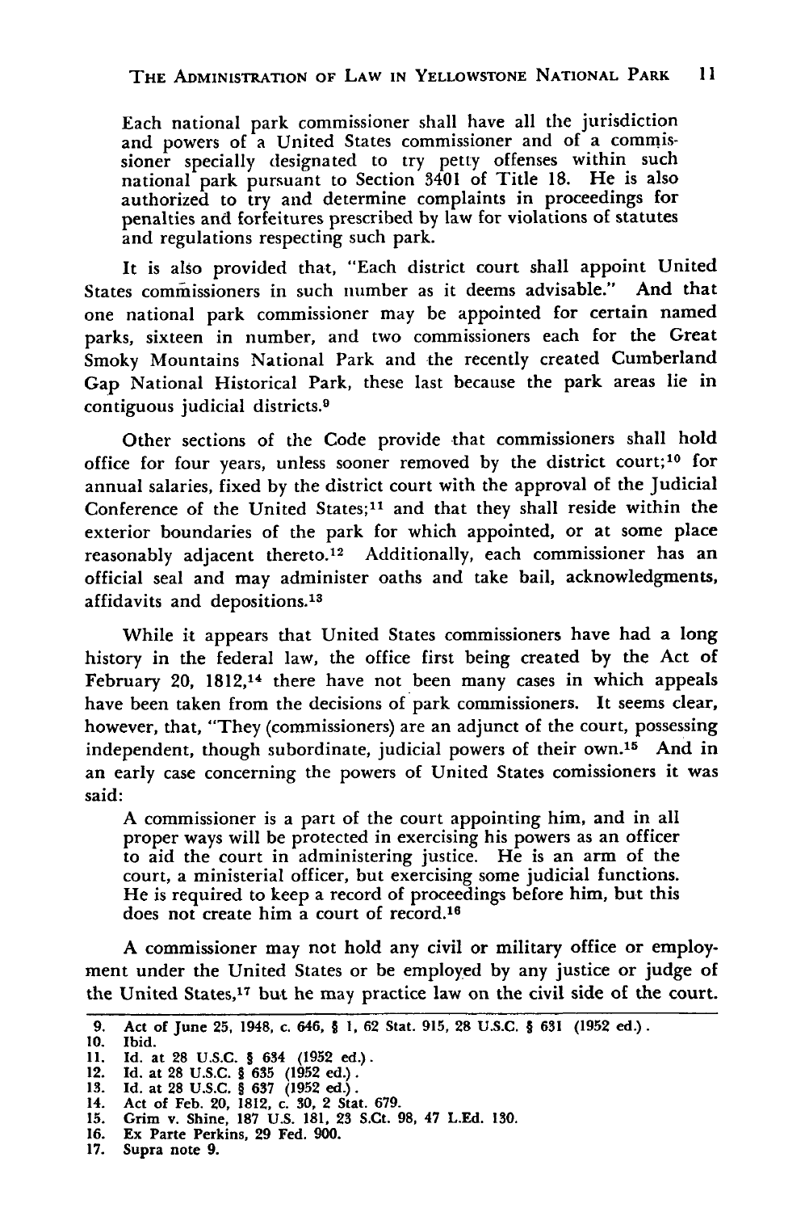Each national park commissioner shall have all the jurisdiction and powers of a United States commissioner and of a commissioner specially designated to try petty offenses within such national park pursuant to Section 3401 of Title 18. He is also authorized to try and determine complaints in proceedings for penalties and forfeitures prescribed by law for violations of statutes and regulations respecting such park.

It is also provided that, "Each district court shall appoint United States commissioners in such number as it deems advisable." And that one national park commissioner may be appointed for certain named parks, sixteen in number, and two commissioners each for the Great Smoky Mountains National Park and the recently created Cumberland Gap National Historical Park, these last because the park areas lie in contiguous judicial districts.[9]

Other sections of the Code provide that commissioners shall hold office for four years, unless sooner removed by the district court;[10] for annual salaries, fixed by the district court with the approval of the Judicial Conference of the United States;[11] and that they shall reside within the exterior boundaries of the park for which appointed, or at some place reasonably adjacent thereto.[12] Additionally, each commissioner has an official seal and may administer oaths and take bail, acknowledgments, affidavits and depositions.[13]

While it appears that United States commissioners have had a long history in the federal law, the office first being created by the Act of February 20, 1812,[14] there have not been many cases in which appeals have been taken from the decisions of park commissioners. It seems clear, however, that, "They (commissioners) are an adjunct of the court, possessing independent, though subordinate, judicial powers of their own.[15] And in an early case concerning the powers of United States comissioners it was said:

> A commissioner is a part of the court appointing him, and in all proper ways will be protected in exercising his powers as an officer to aid the court in administering justice. He is an arm of the court, a ministerial officer, but exercising some judicial functions. He is required to keep a record of proceedings before him, but this does not create him a court of record.[16]

A commissioner may not hold any civil or military office or employment under the United States or be employed by any justice or judge of the United States,[17] but he may practice law on the civil side of the court.

---

9. Act of June 25, 1948, c. 646, § 1, 62 Stat. 915, 28 U.S.C. § 631 (1952 ed.).
10. Ibid.
11. Id. at 28 U.S.C. § 634 (1952 ed.).
12. Id. at 28 U.S.C. § 635 (1952 ed.).
13. Id. at 28 U.S.C. § 637 (1952 ed.).
14. Act of Feb. 20, 1812, c. 30, 2 Stat. 679.
15. Grim v. Shine, 187 U.S. 181, 23 S.Ct. 98, 47 L.Ed. 130.
16. Ex Parte Perkins, 29 Fed. 900.
17. Supra note 9.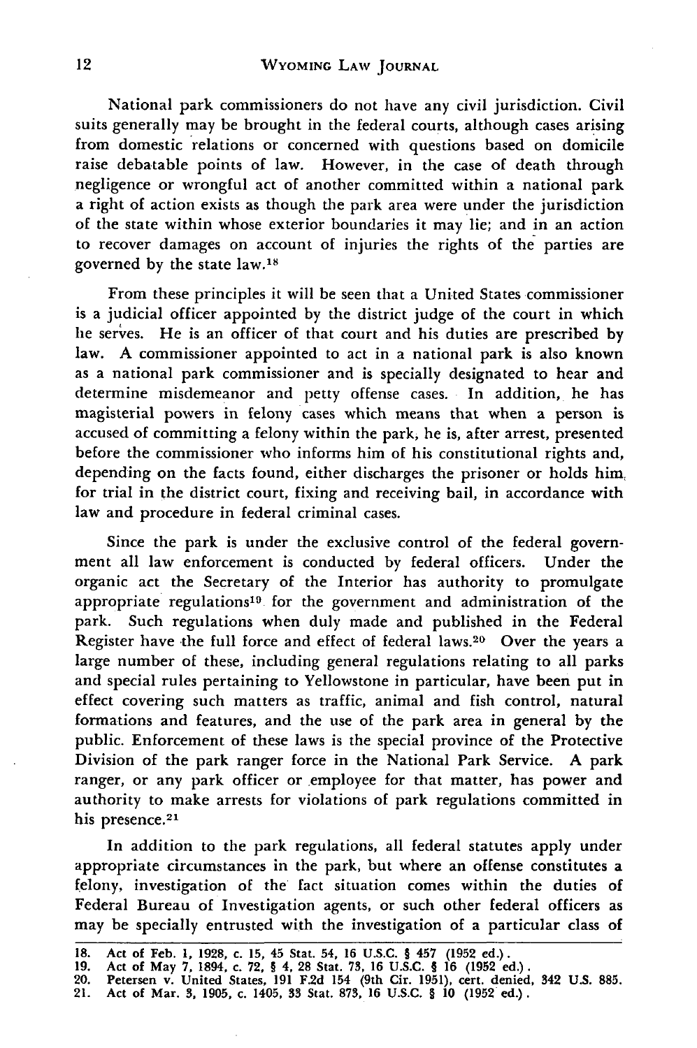National park commissioners do not have any civil jurisdiction. Civil suits generally may be brought in the federal courts, although cases arising from domestic relations or concerned with questions based on domicile raise debatable points of law. However, in the case of death through negligence or wrongful act of another committed within a national park a right of action exists as though the park area were under the jurisdiction of the state within whose exterior boundaries it may lie; and in an action to recover damages on account of injuries the rights of the parties are governed by the state law.[18]

From these principles it will be seen that a United States commissioner is a judicial officer appointed by the district judge of the court in which he serves. He is an officer of that court and his duties are prescribed by law. A commissioner appointed to act in a national park is also known as a national park commissioner and is specially designated to hear and determine misdemeanor and petty offense cases. In addition, he has magisterial powers in felony cases which means that when a person is accused of committing a felony within the park, he is, after arrest, presented before the commissioner who informs him of his constitutional rights and, depending on the facts found, either discharges the prisoner or holds him for trial in the district court, fixing and receiving bail, in accordance with law and procedure in federal criminal cases.

Since the park is under the exclusive control of the federal government all law enforcement is conducted by federal officers. Under the organic act the Secretary of the Interior has authority to promulgate appropriate regulations[19] for the government and administration of the park. Such regulations when duly made and published in the Federal Register have the full force and effect of federal laws.[20] Over the years a large number of these, including general regulations relating to all parks and special rules pertaining to Yellowstone in particular, have been put in effect covering such matters as traffic, animal and fish control, natural formations and features, and the use of the park area in general by the public. Enforcement of these laws is the special province of the Protective Division of the park ranger force in the National Park Service. A park ranger, or any park officer or employee for that matter, has power and authority to make arrests for violations of park regulations committed in his presence.[21]

In addition to the park regulations, all federal statutes apply under appropriate circumstances in the park, but where an offense constitutes a felony, investigation of the fact situation comes within the duties of Federal Bureau of Investigation agents, or such other federal officers as may be specially entrusted with the investigation of a particular class of

---

18. Act of Feb. 1, 1928, c. 15, 45 Stat. 54, 16 U.S.C. § 457 (1952 ed.).
19. Act of May 7, 1894, c. 72, § 4, 28 Stat. 73, 16 U.S.C. § 16 (1952 ed.).
20. Petersen v. United States, 191 F.2d 154 (9th Cir. 1951), cert. denied, 342 U.S. 885.
21. Act of Mar. 3, 1905, c. 1405, 33 Stat. 873, 16 U.S.C. § 10 (1952 ed.).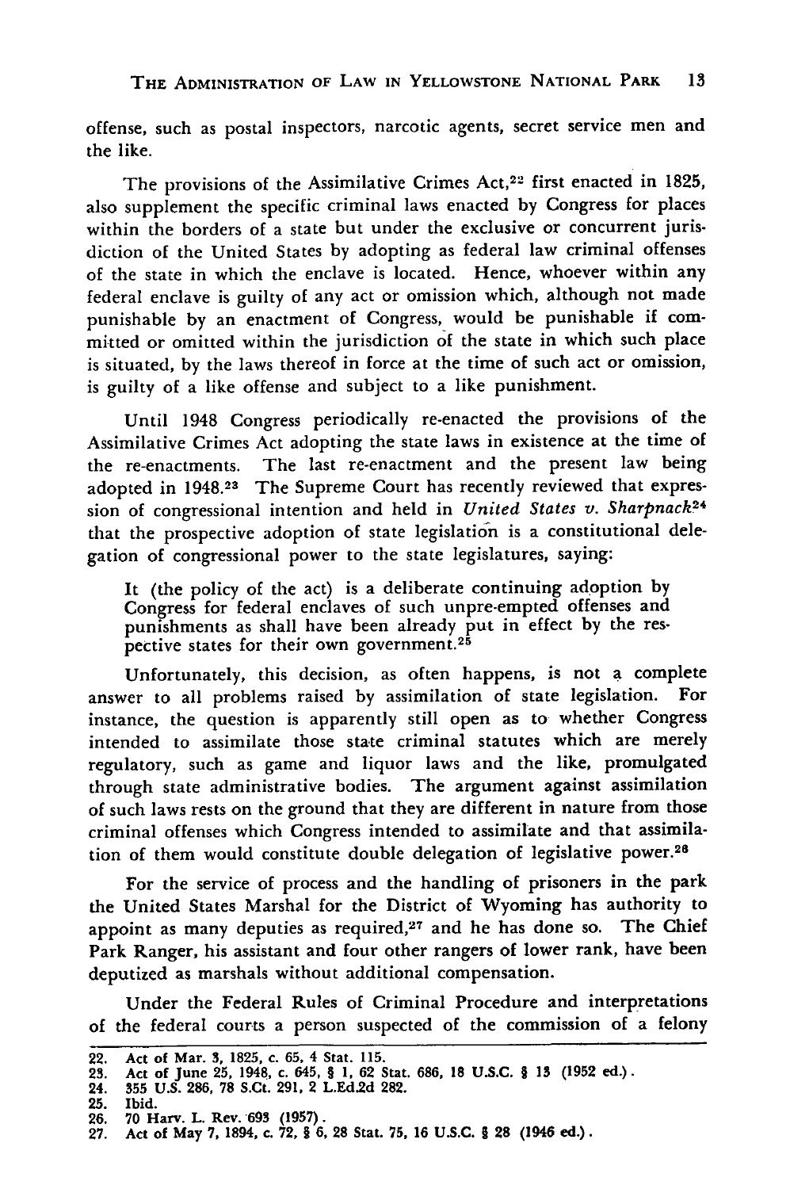offense, such as postal inspectors, narcotic agents, secret service men and the like.

The provisions of the Assimilative Crimes Act,[22] first enacted in 1825, also supplement the specific criminal laws enacted by Congress for places within the borders of a state but under the exclusive or concurrent jurisdiction of the United States by adopting as federal law criminal offenses of the state in which the enclave is located. Hence, whoever within any federal enclave is guilty of any act or omission which, although not made punishable by an enactment of Congress, would be punishable if committed or omitted within the jurisdiction of the state in which such place is situated, by the laws thereof in force at the time of such act or omission, is guilty of a like offense and subject to a like punishment.

Until 1948 Congress periodically re-enacted the provisions of the Assimilative Crimes Act adopting the state laws in existence at the time of the re-enactments. The last re-enactment and the present law being adopted in 1948.[23] The Supreme Court has recently reviewed that expression of congressional intention and held in *United States v. Sharpnack*[24] that the prospective adoption of state legislation is a constitutional delegation of congressional power to the state legislatures, saying:

> It (the policy of the act) is a deliberate continuing adoption by Congress for federal enclaves of such unpre-empted offenses and punishments as shall have been already put in effect by the respective states for their own government.[25]

Unfortunately, this decision, as often happens, is not a complete answer to all problems raised by assimilation of state legislation. For instance, the question is apparently still open as to whether Congress intended to assimilate those state criminal statutes which are merely regulatory, such as game and liquor laws and the like, promulgated through state administrative bodies. The argument against assimilation of such laws rests on the ground that they are different in nature from those criminal offenses which Congress intended to assimilate and that assimilation of them would constitute double delegation of legislative power.[26]

For the service of process and the handling of prisoners in the park the United States Marshal for the District of Wyoming has authority to appoint as many deputies as required,[27] and he has done so. The Chief Park Ranger, his assistant and four other rangers of lower rank, have been deputized as marshals without additional compensation.

Under the Federal Rules of Criminal Procedure and interpretations of the federal courts a person suspected of the commission of a felony

---

22. Act of Mar. 3, 1825, c. 65, 4 Stat. 115.
23. Act of June 25, 1948, c. 645, § 1, 62 Stat. 686, 18 U.S.C. § 13 (1952 ed.).
24. 355 U.S. 286, 78 S.Ct. 291, 2 L.Ed.2d 282.
25. Ibid.
26. 70 Harv. L. Rev. 693 (1957).
27. Act of May 7, 1894, c. 72, § 6, 28 Stat. 75, 16 U.S.C. § 28 (1946 ed.).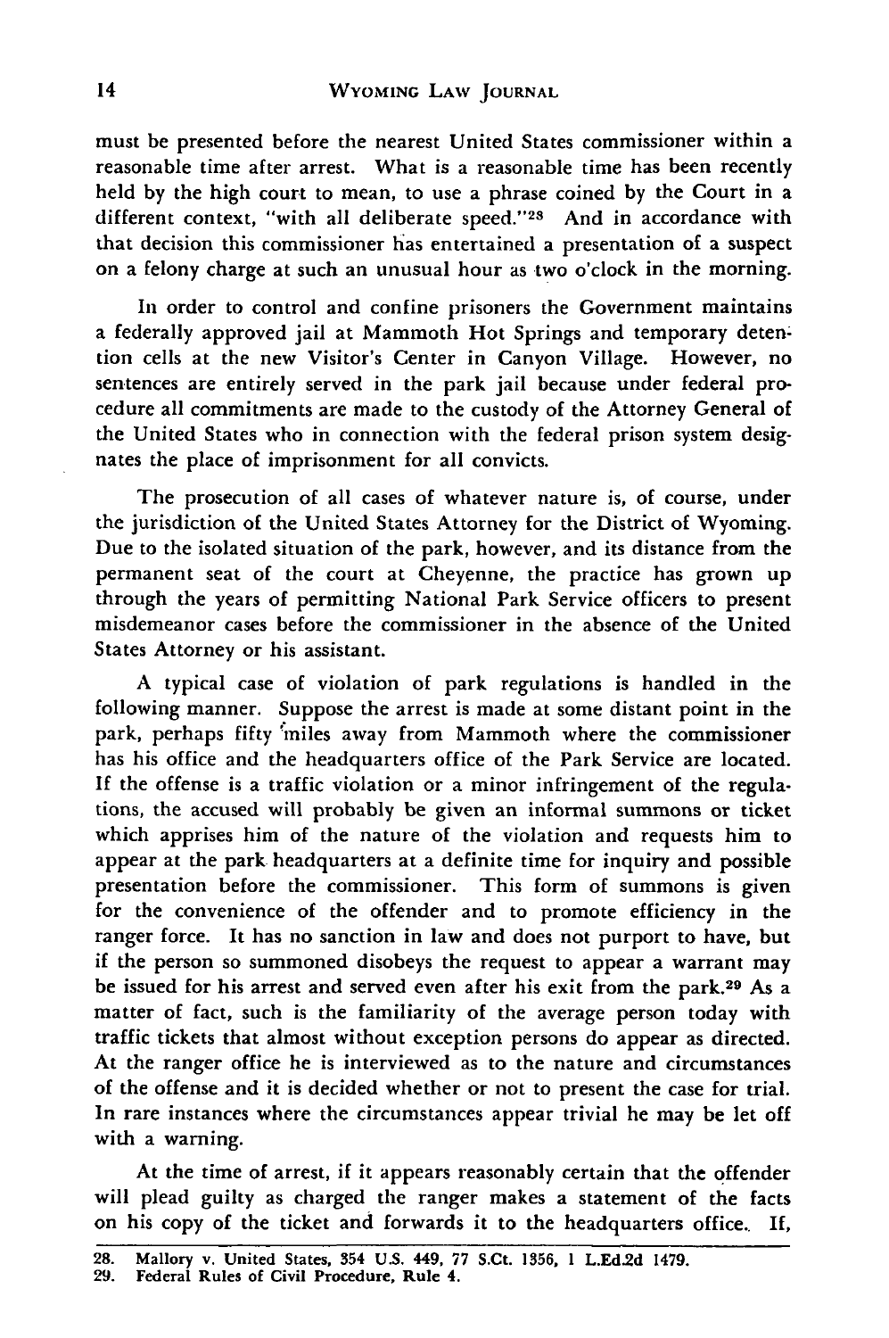must be presented before the nearest United States commissioner within a reasonable time after arrest. What is a reasonable time has been recently held by the high court to mean, to use a phrase coined by the Court in a different context, "with all deliberate speed."[28] And in accordance with that decision this commissioner has entertained a presentation of a suspect on a felony charge at such an unusual hour as two o'clock in the morning.

In order to control and confine prisoners the Government maintains a federally approved jail at Mammoth Hot Springs and temporary detention cells at the new Visitor's Center in Canyon Village. However, no sentences are entirely served in the park jail because under federal procedure all commitments are made to the custody of the Attorney General of the United States who in connection with the federal prison system designates the place of imprisonment for all convicts.

The prosecution of all cases of whatever nature is, of course, under the jurisdiction of the United States Attorney for the District of Wyoming. Due to the isolated situation of the park, however, and its distance from the permanent seat of the court at Cheyenne, the practice has grown up through the years of permitting National Park Service officers to present misdemeanor cases before the commissioner in the absence of the United States Attorney or his assistant.

A typical case of violation of park regulations is handled in the following manner. Suppose the arrest is made at some distant point in the park, perhaps fifty miles away from Mammoth where the commissioner has his office and the headquarters office of the Park Service are located. If the offense is a traffic violation or a minor infringement of the regulations, the accused will probably be given an informal summons or ticket which apprises him of the nature of the violation and requests him to appear at the park headquarters at a definite time for inquiry and possible presentation before the commissioner. This form of summons is given for the convenience of the offender and to promote efficiency in the ranger force. It has no sanction in law and does not purport to have, but if the person so summoned disobeys the request to appear a warrant may be issued for his arrest and served even after his exit from the park.[29] As a matter of fact, such is the familiarity of the average person today with traffic tickets that almost without exception persons do appear as directed. At the ranger office he is interviewed as to the nature and circumstances of the offense and it is decided whether or not to present the case for trial. In rare instances where the circumstances appear trivial he may be let off with a warning.

At the time of arrest, if it appears reasonably certain that the offender will plead guilty as charged the ranger makes a statement of the facts on his copy of the ticket and forwards it to the headquarters office. If,

---

28. Mallory v. United States, 354 U.S. 449, 77 S.Ct. 1356, 1 L.Ed.2d 1479.
29. Federal Rules of Civil Procedure, Rule 4.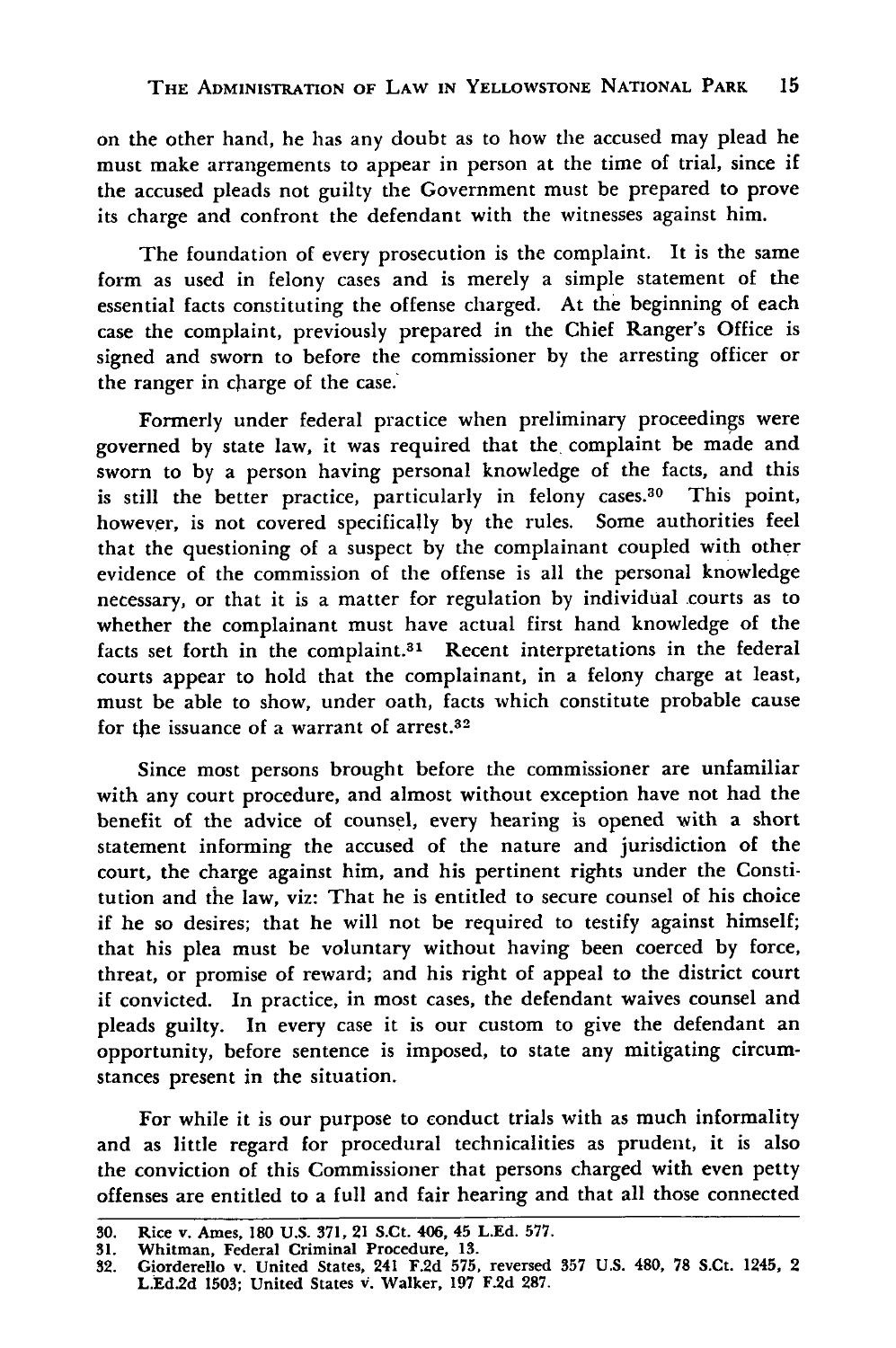on the other hand, he has any doubt as to how the accused may plead he must make arrangements to appear in person at the time of trial, since if the accused pleads not guilty the Government must be prepared to prove its charge and confront the defendant with the witnesses against him.

The foundation of every prosecution is the complaint. It is the same form as used in felony cases and is merely a simple statement of the essential facts constituting the offense charged. At the beginning of each case the complaint, previously prepared in the Chief Ranger's Office is signed and sworn to before the commissioner by the arresting officer or the ranger in charge of the case.

Formerly under federal practice when preliminary proceedings were governed by state law, it was required that the complaint be made and sworn to by a person having personal knowledge of the facts, and this is still the better practice, particularly in felony cases.[30] This point, however, is not covered specifically by the rules. Some authorities feel that the questioning of a suspect by the complainant coupled with other evidence of the commission of the offense is all the personal knowledge necessary, or that it is a matter for regulation by individual courts as to whether the complainant must have actual first hand knowledge of the facts set forth in the complaint.[31] Recent interpretations in the federal courts appear to hold that the complainant, in a felony charge at least, must be able to show, under oath, facts which constitute probable cause for the issuance of a warrant of arrest.[32]

Since most persons brought before the commissioner are unfamiliar with any court procedure, and almost without exception have not had the benefit of the advice of counsel, every hearing is opened with a short statement informing the accused of the nature and jurisdiction of the court, the charge against him, and his pertinent rights under the Constitution and the law, viz: That he is entitled to secure counsel of his choice if he so desires; that he will not be required to testify against himself; that his plea must be voluntary without having been coerced by force, threat, or promise of reward; and his right of appeal to the district court if convicted. In practice, in most cases, the defendant waives counsel and pleads guilty. In every case it is our custom to give the defendant an opportunity, before sentence is imposed, to state any mitigating circumstances present in the situation.

For while it is our purpose to conduct trials with as much informality and as little regard for procedural technicalities as prudent, it is also the conviction of this Commissioner that persons charged with even petty offenses are entitled to a full and fair hearing and that all those connected

---

30. Rice v. Ames, 180 U.S. 371, 21 S.Ct. 406, 45 L.Ed. 577.
31. Whitman, Federal Criminal Procedure, 13.
32. Giorderello v. United States, 241 F.2d 575, reversed 357 U.S. 480, 78 S.Ct. 1245, 2 L.Ed.2d 1503; United States v. Walker, 197 F.2d 287.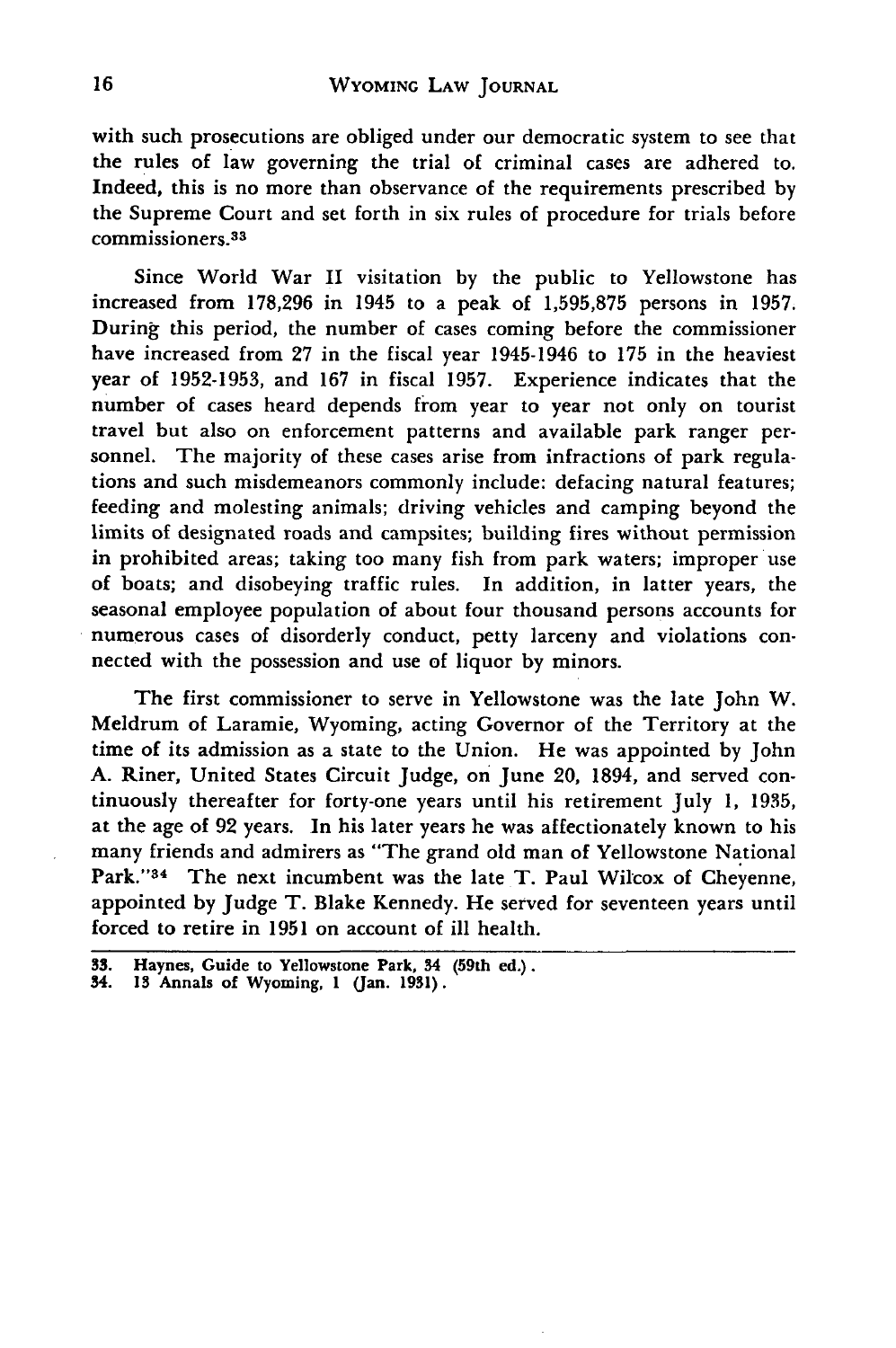with such prosecutions are obliged under our democratic system to see that the rules of law governing the trial of criminal cases are adhered to. Indeed, this is no more than observance of the requirements prescribed by the Supreme Court and set forth in six rules of procedure for trials before commissioners.[33]

Since World War II visitation by the public to Yellowstone has increased from 178,296 in 1945 to a peak of 1,595,875 persons in 1957. During this period, the number of cases coming before the commissioner have increased from 27 in the fiscal year 1945-1946 to 175 in the heaviest year of 1952-1953, and 167 in fiscal 1957. Experience indicates that the number of cases heard depends from year to year not only on tourist travel but also on enforcement patterns and available park ranger personnel. The majority of these cases arise from infractions of park regulations and such misdemeanors commonly include: defacing natural features; feeding and molesting animals; driving vehicles and camping beyond the limits of designated roads and campsites; building fires without permission in prohibited areas; taking too many fish from park waters; improper use of boats; and disobeying traffic rules. In addition, in latter years, the seasonal employee population of about four thousand persons accounts for numerous cases of disorderly conduct, petty larceny and violations connected with the possession and use of liquor by minors.

The first commissioner to serve in Yellowstone was the late John W. Meldrum of Laramie, Wyoming, acting Governor of the Territory at the time of its admission as a state to the Union. He was appointed by John A. Riner, United States Circuit Judge, on June 20, 1894, and served continuously thereafter for forty-one years until his retirement July 1, 1935, at the age of 92 years. In his later years he was affectionately known to his many friends and admirers as "The grand old man of Yellowstone National Park."[34] The next incumbent was the late T. Paul Wilcox of Cheyenne, appointed by Judge T. Blake Kennedy. He served for seventeen years until forced to retire in 1951 on account of ill health.

33. Haynes, Guide to Yellowstone Park, 34 (59th ed.).
34. 13 Annals of Wyoming, 1 (Jan. 1931).